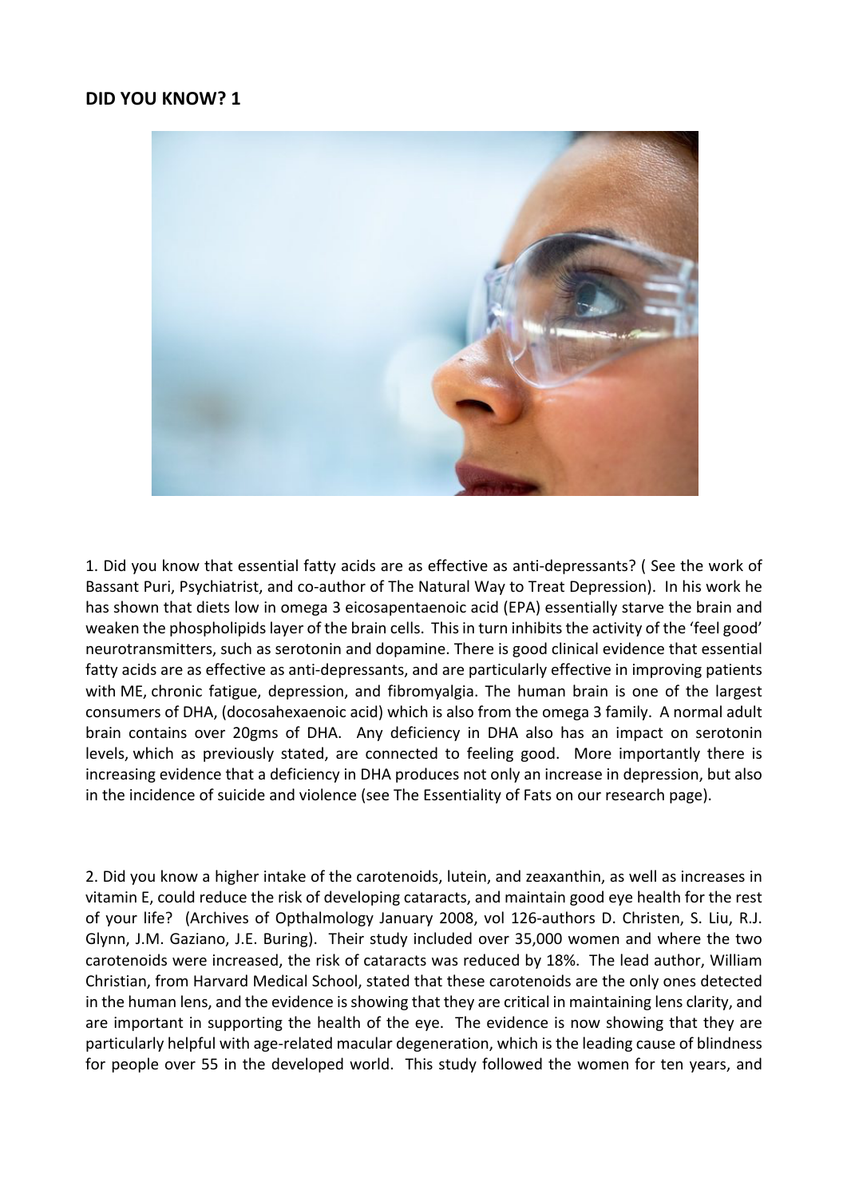## DID YOU KNOW? 1

1. Did you know that essential fatty acids are as effective as anti-depressants? ( See the work of Bassant Puri, Psychiatrist, and co-author of The Natural Way to Treat Depression). In his work he has shown that diets low in omega 3 eicosapentaenoic acid (EPA) essentially starve the brain and weaken the phospholipids layer of the brain cells. This in turn inhibits the activity of the 'feel good' neurotransmitters, such as serotonin and dopamine. There is good clinical evidence that essential fatty acids are as effective as anti-depressants, and are particularly effective in improving patients with ME, chronic fatigue, depression, and fibromyalgia. The human brain is one of the largest consumers of DHA, (docosahexaenoic acid) which is also from the omega 3 family. A normal adult brain contains over 20gms of DHA. Any deficiency in DHA also has an impact on serotonin levels, which as previously stated, are connected to feeling good. More importantly there is increasing evidence that a deficiency in DHA produces not only an increase in depression, but also in the incidence of suicide and violence (see The Essentiality of Fats on our research page).

2. Did you know a higher intake of the carotenoids, lutein, and zeaxanthin, as well as increases in vitamin E, could reduce the risk of developing cataracts, and maintain good eye health for the rest of your life? (Archives of Opthalmology January 2008, vol 126-authors D. Christen, S. Liu, R.J. Glynn, J.M. Gaziano, J.E. Buring). Their study included over 35,000 women and where the two carotenoids were increased, the risk of cataracts was reduced by 18%. The lead author, William Christian, from Harvard Medical School, stated that these carotenoids are the only ones detected in the human lens, and the evidence is showing that they are critical in maintaining lens clarity, and are important in supporting the health of the eye. The evidence is now showing that they are particularly helpful with age-related macular degeneration, which is the leading cause of blindness for people over 55 in the developed world. This study followed the women for ten years, and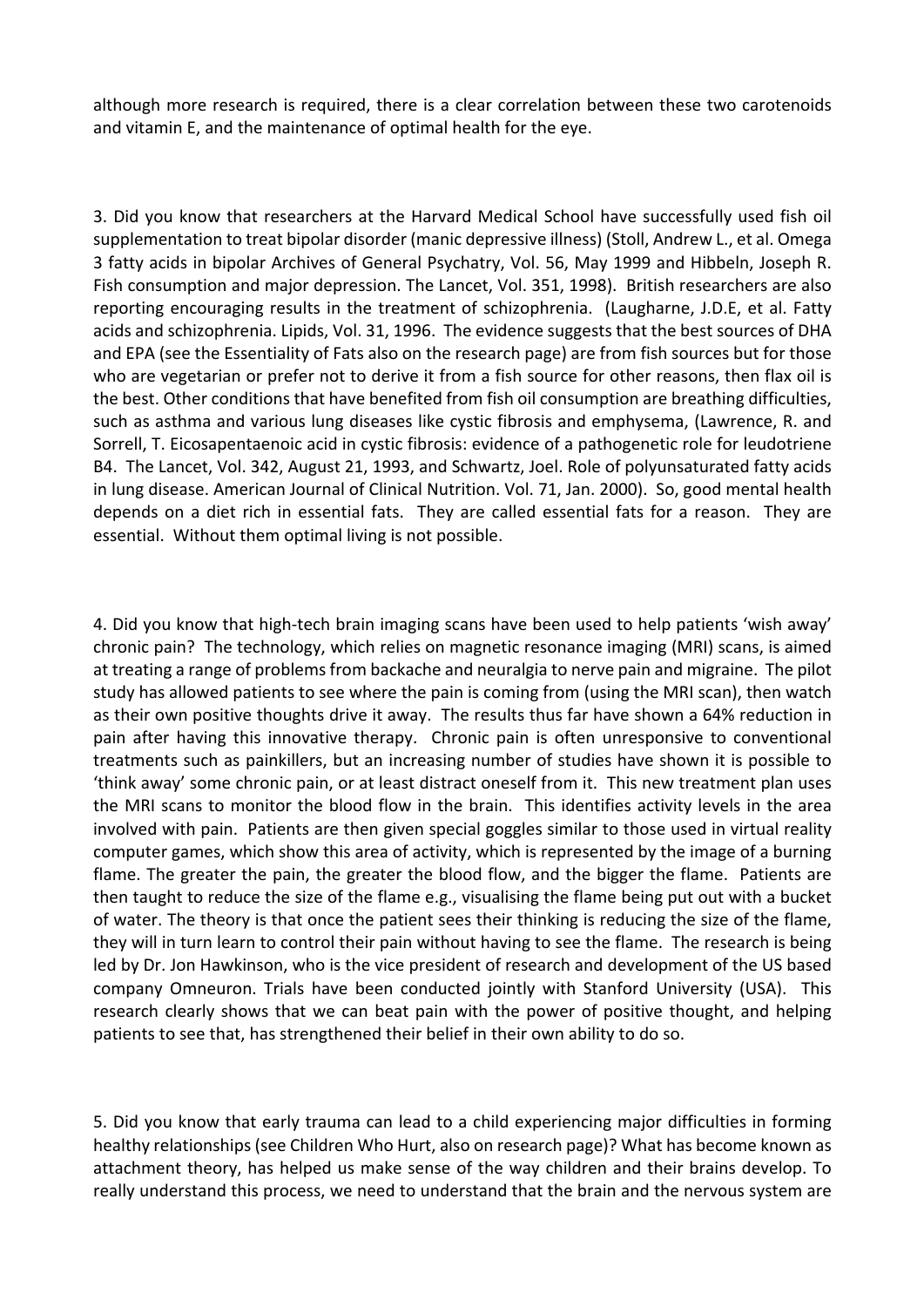although more research is required, there is a clear correlation between these two carotenoids and vitamin E, and the maintenance of optimal health for the eye.

3. Did you know that researchers at the Harvard Medical School have successfully used fish oil supplementation to treat bipolar disorder (manic depressive illness) (Stoll, Andrew L., et al. Omega 3 fatty acids in bipolar Archives of General Psychatry, Vol. 56, May 1999 and Hibbeln, Joseph R. Fish consumption and major depression. The Lancet, Vol. 351, 1998). British researchers are also reporting encouraging results in the treatment of schizophrenia. (Laugharne, J.D.E, et al. Fatty acids and schizophrenia. Lipids, Vol. 31, 1996. The evidence suggests that the best sources of DHA and EPA (see the Essentiality of Fats also on the research page) are from fish sources but for those who are vegetarian or prefer not to derive it from a fish source for other reasons, then flax oil is the best. Other conditions that have benefited from fish oil consumption are breathing difficulties, such as asthma and various lung diseases like cystic fibrosis and emphysema, (Lawrence, R. and Sorrell, T. Eicosapentaenoic acid in cystic fibrosis: evidence of a pathogenetic role for leudotriene B4. The Lancet, Vol. 342, August 21, 1993, and Schwartz, Joel. Role of polyunsaturated fatty acids in lung disease. American Journal of Clinical Nutrition. Vol. 71, Jan. 2000). So, good mental health depends on a diet rich in essential fats. They are called essential fats for a reason. They are essential. Without them optimal living is not possible.

4. Did you know that high-tech brain imaging scans have been used to help patients 'wish away' chronic pain? The technology, which relies on magnetic resonance imaging (MRI) scans, is aimed at treating a range of problems from backache and neuralgia to nerve pain and migraine. The pilot study has allowed patients to see where the pain is coming from (using the MRI scan), then watch as their own positive thoughts drive it away. The results thus far have shown a 64% reduction in pain after having this innovative therapy. Chronic pain is often unresponsive to conventional treatments such as painkillers, but an increasing number of studies have shown it is possible to 'think away' some chronic pain, or at least distract oneself from it. This new treatment plan uses the MRI scans to monitor the blood flow in the brain. This identifies activity levels in the area involved with pain. Patients are then given special goggles similar to those used in virtual reality computer games, which show this area of activity, which is represented by the image of a burning flame. The greater the pain, the greater the blood flow, and the bigger the flame. Patients are then taught to reduce the size of the flame e.g., visualising the flame being put out with a bucket of water. The theory is that once the patient sees their thinking is reducing the size of the flame, they will in turn learn to control their pain without having to see the flame. The research is being led by Dr. Jon Hawkinson, who is the vice president of research and development of the US based company Omneuron. Trials have been conducted jointly with Stanford University (USA). This research clearly shows that we can beat pain with the power of positive thought, and helping patients to see that, has strengthened their belief in their own ability to do so.

5. Did you know that early trauma can lead to a child experiencing major difficulties in forming healthy relationships (see Children Who Hurt, also on research page)? What has become known as attachment theory, has helped us make sense of the way children and their brains develop. To really understand this process, we need to understand that the brain and the nervous system are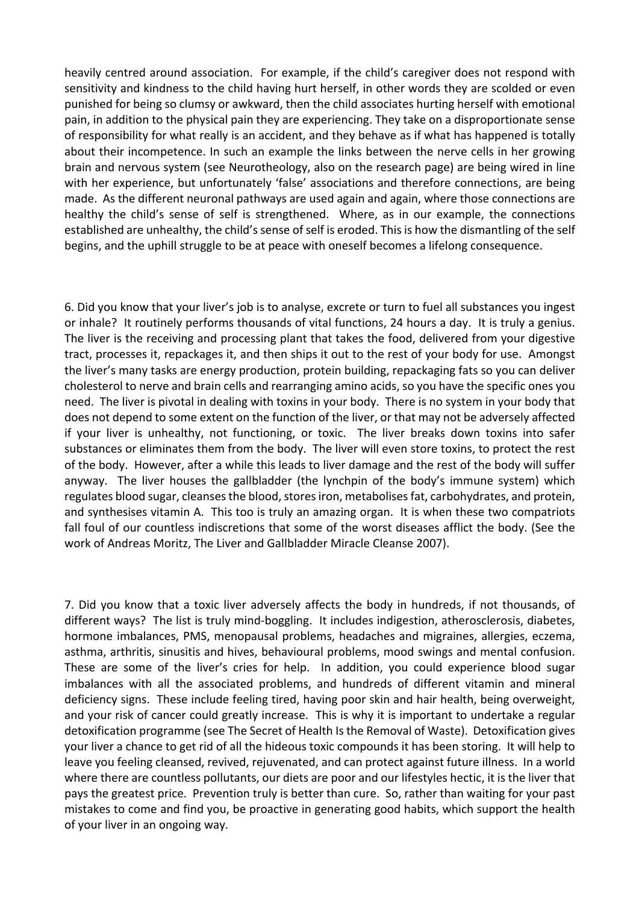heavily centred around association. For example, if the child's caregiver does not respond with sensitivity and kindness to the child having hurt herself, in other words they are scolded or even punished for being so clumsy or awkward, then the child associates hurting herself with emotional pain, in addition to the physical pain they are experiencing. They take on a disproportionate sense of responsibility for what really is an accident, and they behave as if what has happened is totally about their incompetence. In such an example the links between the nerve cells in her growing brain and nervous system (see Neurotheology, also on the research page) are being wired in line with her experience, but unfortunately 'false' associations and therefore connections, are being made. As the different neuronal pathways are used again and again, where those connections are healthy the child's sense of self is strengthened. Where, as in our example, the connections established are unhealthy, the child's sense of self is eroded. This is how the dismantling of the self begins, and the uphill struggle to be at peace with oneself becomes a lifelong consequence.

6. Did you know that your liver's job is to analyse, excrete or turn to fuel all substances you ingest or inhale? It routinely performs thousands of vital functions, 24 hours a day. It is truly a genius. The liver is the receiving and processing plant that takes the food, delivered from your digestive tract, processes it, repackages it, and then ships it out to the rest of your body for use. Amongst the liver's many tasks are energy production, protein building, repackaging fats so you can deliver cholesterol to nerve and brain cells and rearranging amino acids, so you have the specific ones you need. The liver is pivotal in dealing with toxins in your body. There is no system in your body that does not depend to some extent on the function of the liver, or that may not be adversely affected if your liver is unhealthy, not functioning, or toxic. The liver breaks down toxins into safer substances or eliminates them from the body. The liver will even store toxins, to protect the rest of the body. However, after a while this leads to liver damage and the rest of the body will suffer anyway. The liver houses the gallbladder (the lynchpin of the body's immune system) which regulates blood sugar, cleanses the blood, stores iron, metabolises fat, carbohydrates, and protein, and synthesises vitamin A. This too is truly an amazing organ. It is when these two compatriots fall foul of our countless indiscretions that some of the worst diseases afflict the body. (See the work of Andreas Moritz, The Liver and Gallbladder Miracle Cleanse 2007).

7. Did you know that a toxic liver adversely affects the body in hundreds, if not thousands, of different ways? The list is truly mind-boggling. It includes indigestion, atherosclerosis, diabetes, hormone imbalances, PMS, menopausal problems, headaches and migraines, allergies, eczema, asthma, arthritis, sinusitis and hives, behavioural problems, mood swings and mental confusion. These are some of the liver's cries for help. In addition, you could experience blood sugar imbalances with all the associated problems, and hundreds of different vitamin and mineral deficiency signs. These include feeling tired, having poor skin and hair health, being overweight, and your risk of cancer could greatly increase. This is why it is important to undertake a regular detoxification programme (see The Secret of Health Is the Removal of Waste). Detoxification gives your liver a chance to get rid of all the hideous toxic compounds it has been storing. It will help to leave you feeling cleansed, revived, rejuvenated, and can protect against future illness. In a world where there are countless pollutants, our diets are poor and our lifestyles hectic, it is the liver that pays the greatest price. Prevention truly is better than cure. So, rather than waiting for your past mistakes to come and find you, be proactive in generating good habits, which support the health of your liver in an ongoing way.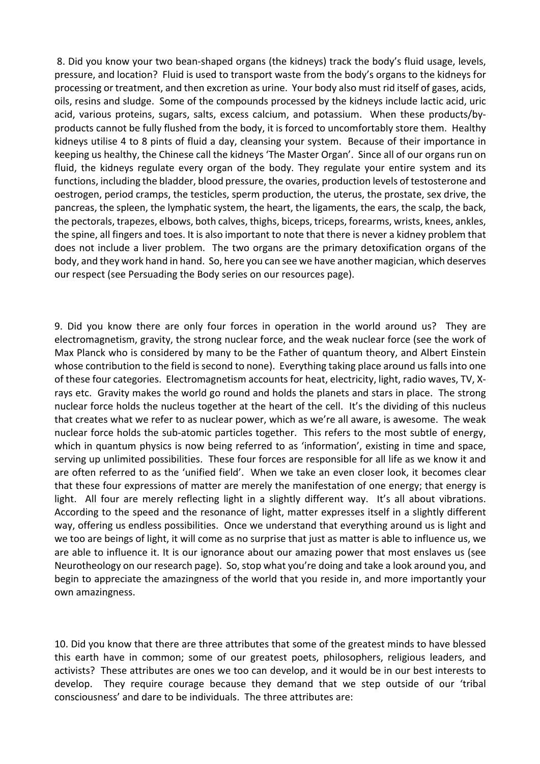8. Did you know your two bean-shaped organs (the kidneys) track the body's fluid usage, levels, pressure, and location? Fluid is used to transport waste from the body's organs to the kidneys for processing or treatment, and then excretion as urine. Your body also must rid itself of gases, acids, oils, resins and sludge. Some of the compounds processed by the kidneys include lactic acid, uric acid, various proteins, sugars, salts, excess calcium, and potassium. When these products/by-products cannot be fully flushed from the body, it is forced to uncomfortably store them. Healthy kidneys utilise 4 to 8 pints of fluid a day, cleansing your system. Because of their importance in keeping us healthy, the Chinese call the kidneys 'The Master Organ'. Since all of our organs run on fluid, the kidneys regulate every organ of the body. They regulate your entire system and its functions, including the bladder, blood pressure, the ovaries, production levels of testosterone and oestrogen, period cramps, the testicles, sperm production, the uterus, the prostate, sex drive, the pancreas, the spleen, the lymphatic system, the heart, the ligaments, the ears, the scalp, the back, the pectorals, trapezes, elbows, both calves, thighs, biceps, triceps, forearms, wrists, knees, ankles, the spine, all fingers and toes. It is also important to note that there is never a kidney problem that does not include a liver problem. The two organs are the primary detoxification organs of the body, and they work hand in hand. So, here you can see we have another magician, which deserves our respect (see Persuading the Body series on our resources page).

9. Did you know there are only four forces in operation in the world around us? They are electromagnetism, gravity, the strong nuclear force, and the weak nuclear force (see the work of Max Planck who is considered by many to be the Father of quantum theory, and Albert Einstein whose contribution to the field is second to none). Everything taking place around us falls into one of these four categories. Electromagnetism accounts for heat, electricity, light, radio waves, TV, X-rays etc. Gravity makes the world go round and holds the planets and stars in place. The strong nuclear force holds the nucleus together at the heart of the cell. It's the dividing of this nucleus that creates what we refer to as nuclear power, which as we're all aware, is awesome. The weak nuclear force holds the sub-atomic particles together. This refers to the most subtle of energy, which in quantum physics is now being referred to as 'information', existing in time and space, serving up unlimited possibilities. These four forces are responsible for all life as we know it and are often referred to as the 'unified field'. When we take an even closer look, it becomes clear that these four expressions of matter are merely the manifestation of one energy; that energy is light. All four are merely reflecting light in a slightly different way. It's all about vibrations. According to the speed and the resonance of light, matter expresses itself in a slightly different way, offering us endless possibilities. Once we understand that everything around us is light and we too are beings of light, it will come as no surprise that just as matter is able to influence us, we are able to influence it. It is our ignorance about our amazing power that most enslaves us (see Neurotheology on our research page). So, stop what you're doing and take a look around you, and begin to appreciate the amazingness of the world that you reside in, and more importantly your own amazingness.

10. Did you know that there are three attributes that some of the greatest minds to have blessed this earth have in common; some of our greatest poets, philosophers, religious leaders, and activists? These attributes are ones we too can develop, and it would be in our best interests to develop. They require courage because they demand that we step outside of our 'tribal consciousness' and dare to be individuals. The three attributes are: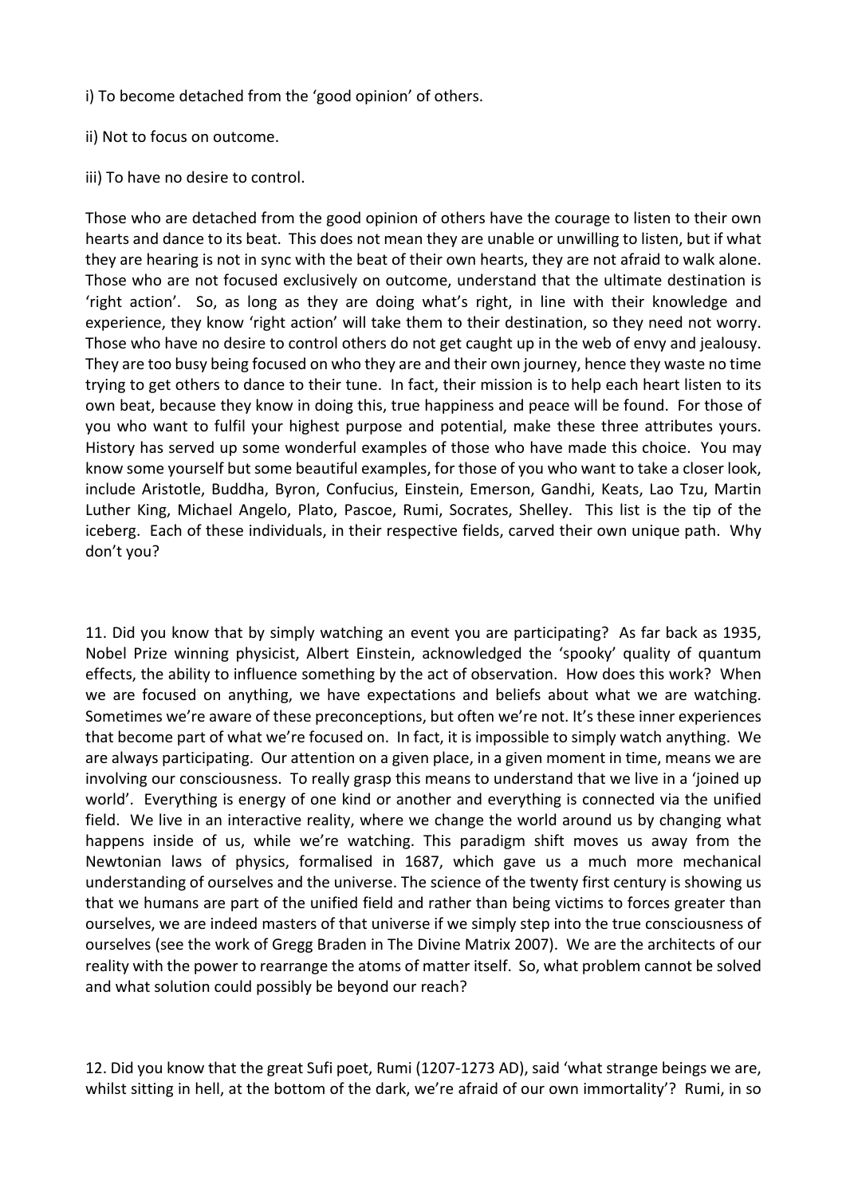i) To become detached from the 'good opinion' of others.

ii) Not to focus on outcome.

iii) To have no desire to control.

Those who are detached from the good opinion of others have the courage to listen to their own hearts and dance to its beat. This does not mean they are unable or unwilling to listen, but if what they are hearing is not in sync with the beat of their own hearts, they are not afraid to walk alone. Those who are not focused exclusively on outcome, understand that the ultimate destination is 'right action'. So, as long as they are doing what's right, in line with their knowledge and experience, they know 'right action' will take them to their destination, so they need not worry. Those who have no desire to control others do not get caught up in the web of envy and jealousy. They are too busy being focused on who they are and their own journey, hence they waste no time trying to get others to dance to their tune. In fact, their mission is to help each heart listen to its own beat, because they know in doing this, true happiness and peace will be found. For those of you who want to fulfil your highest purpose and potential, make these three attributes yours. History has served up some wonderful examples of those who have made this choice. You may know some yourself but some beautiful examples, for those of you who want to take a closer look, include Aristotle, Buddha, Byron, Confucius, Einstein, Emerson, Gandhi, Keats, Lao Tzu, Martin Luther King, Michael Angelo, Plato, Pascoe, Rumi, Socrates, Shelley. This list is the tip of the iceberg. Each of these individuals, in their respective fields, carved their own unique path. Why don't you?

11. Did you know that by simply watching an event you are participating? As far back as 1935, Nobel Prize winning physicist, Albert Einstein, acknowledged the 'spooky' quality of quantum effects, the ability to influence something by the act of observation. How does this work? When we are focused on anything, we have expectations and beliefs about what we are watching. Sometimes we're aware of these preconceptions, but often we're not. It's these inner experiences that become part of what we're focused on. In fact, it is impossible to simply watch anything. We are always participating. Our attention on a given place, in a given moment in time, means we are involving our consciousness. To really grasp this means to understand that we live in a 'joined up world'. Everything is energy of one kind or another and everything is connected via the unified field. We live in an interactive reality, where we change the world around us by changing what happens inside of us, while we're watching. This paradigm shift moves us away from the Newtonian laws of physics, formalised in 1687, which gave us a much more mechanical understanding of ourselves and the universe. The science of the twenty first century is showing us that we humans are part of the unified field and rather than being victims to forces greater than ourselves, we are indeed masters of that universe if we simply step into the true consciousness of ourselves (see the work of Gregg Braden in The Divine Matrix 2007). We are the architects of our reality with the power to rearrange the atoms of matter itself. So, what problem cannot be solved and what solution could possibly be beyond our reach?

12. Did you know that the great Sufi poet, Rumi (1207-1273 AD), said 'what strange beings we are, whilst sitting in hell, at the bottom of the dark, we're afraid of our own immortality'? Rumi, in so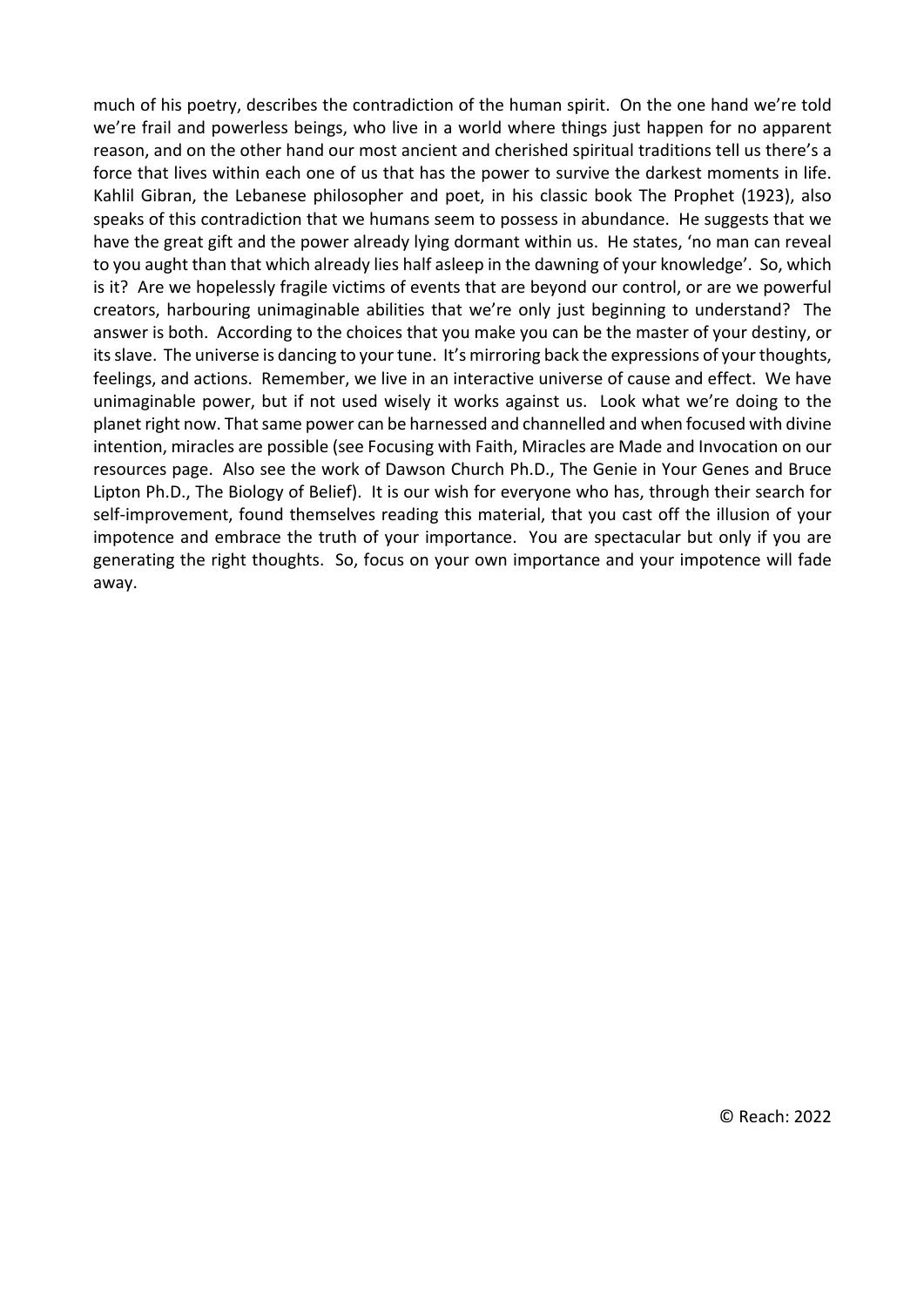much of his poetry, describes the contradiction of the human spirit. On the one hand we're told we're frail and powerless beings, who live in a world where things just happen for no apparent reason, and on the other hand our most ancient and cherished spiritual traditions tell us there's a force that lives within each one of us that has the power to survive the darkest moments in life. Kahlil Gibran, the Lebanese philosopher and poet, in his classic book The Prophet (1923), also speaks of this contradiction that we humans seem to possess in abundance. He suggests that we have the great gift and the power already lying dormant within us. He states, 'no man can reveal to you aught than that which already lies half asleep in the dawning of your knowledge'. So, which is it? Are we hopelessly fragile victims of events that are beyond our control, or are we powerful creators, harbouring unimaginable abilities that we're only just beginning to understand? The answer is both. According to the choices that you make you can be the master of your destiny, or its slave. The universe is dancing to your tune. It's mirroring back the expressions of your thoughts, feelings, and actions. Remember, we live in an interactive universe of cause and effect. We have unimaginable power, but if not used wisely it works against us. Look what we're doing to the planet right now. That same power can be harnessed and channelled and when focused with divine intention, miracles are possible (see Focusing with Faith, Miracles are Made and Invocation on our resources page. Also see the work of Dawson Church Ph.D., The Genie in Your Genes and Bruce Lipton Ph.D., The Biology of Belief). It is our wish for everyone who has, through their search for self-improvement, found themselves reading this material, that you cast off the illusion of your impotence and embrace the truth of your importance. You are spectacular but only if you are generating the right thoughts. So, focus on your own importance and your impotence will fade away.

© Reach: 2022